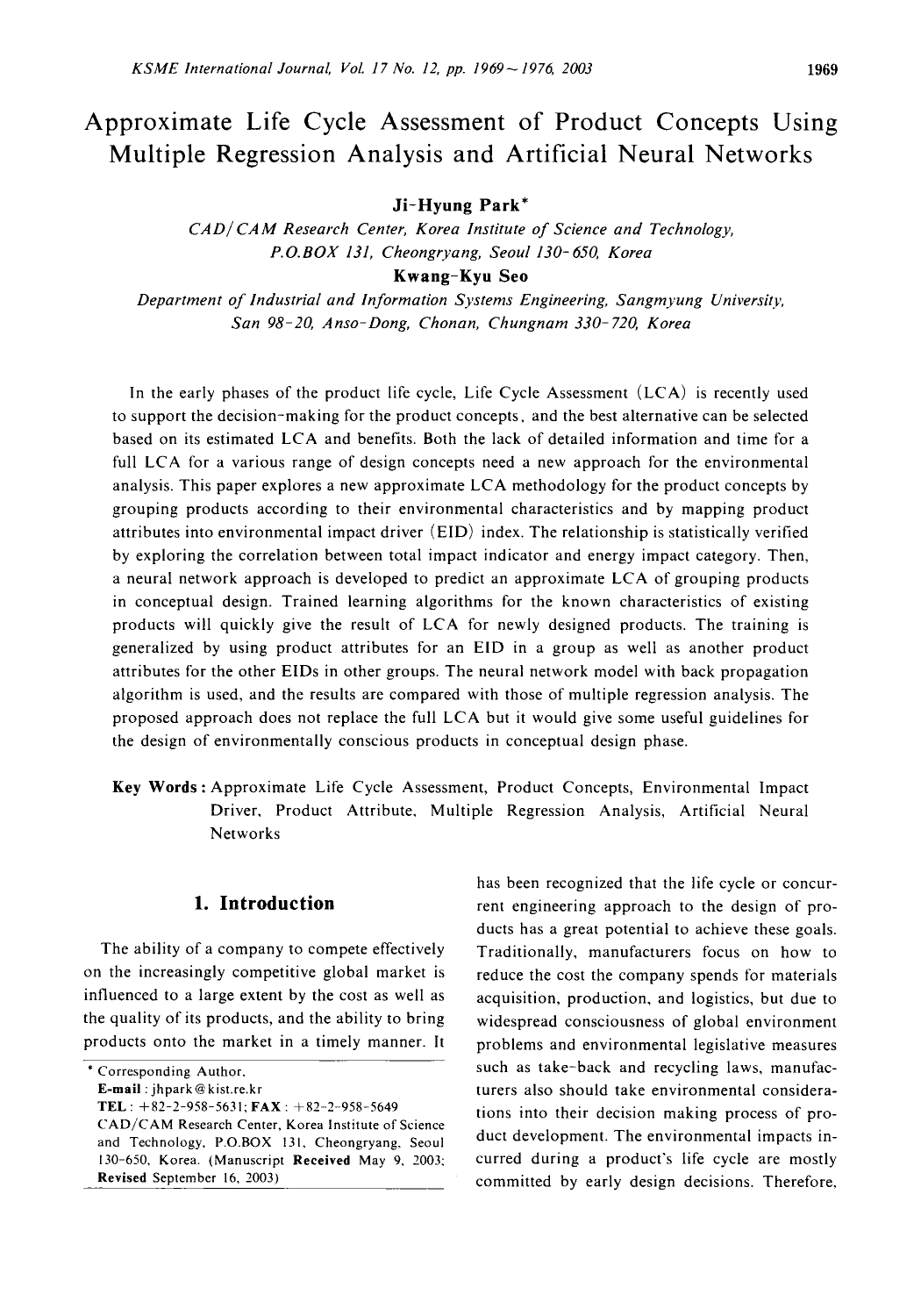# Approximate Life Cycle Assessment of Product Concepts Using Multiple Regression Analysis and Artificial Neural Networks

**Ji-Hyung Park***

*CAD/CAM Research Center, Korea Institute of Science and Technology, P.O.BOX 131, Cheongryang, Seoul 130-650, Korea*

**Kwang-Kyu Seo**

*Department of Industrial and Information Systems Engineering, Sangmyung University, San 98-20, Anso-Dong, Chonan, Chungnam 330-720, Korea*

In the early phases of the product life cycle, Life Cycle Assessment (LCA) is recently used to support the decision-making for the product concepts, and the best alternative can be selected based on its estimated LCA and benefits. Both the lack of detailed information and time for a full LCA for a various range of design concepts need a new approach for the environmental analysis. This paper explores a new approximate LCA methodology for the product concepts by grouping products according to their environmental characteristics and by mapping product attributes into environmental impact driver (EID) index. The relationship is statistically verified by exploring the correlation between total impact indicator and energy impact category. Then, a neural network approach is developed to predict an approximate LCA of grouping products in conceptual design. Trained learning algorithms for the known characteristics of existing products will quickly give the result of LCA for newly designed products. The training is generalized by using product attributes for an EID in a group as well as another product attributes for the other EIDs in other groups. The neural network model with back propagation algorithm is used, and the results are compared with those of multiple regression analysis. The proposed approach does not replace the full LCA but it would give some useful guidelines for the design of environmentally conscious products in conceptual design phase.

**Key Words :** Approximate Life Cycle Assessment, Product Concepts, Environmental Impact Driver, Product Attribute, Multiple Regression Analysis, Artificial Neural Networks

## 1. Introduction

The ability of a company to compete effectively on the increasingly competitive global market is influenced to a large extent by the cost as well as the quality of its products, and the ability to bring products onto the market in a timely manner. It has been recognized that the life cycle or concurrent engineering approach to the design of products has a great potential to achieve these goals. Traditionally, manufacturers focus on how to reduce the cost the company spends for materials acquisition, production, and logistics, but due to widespread consciousness of global environment problems and environmental legislative measures such as take-back and recycling laws, manufacturers also should take environmental considerations into their decision making process of product development. The environmental impacts incurred during a product's life cycle are mostly committed by early design decisions. Therefore,

---

* Corresponding Author,
**E-mail** : jhpark@kist.re.kr
**TEL** : +82-2-958-5631; **FAX** : +82-2-958-5649
CAD/CAM Research Center, Korea Institute of Science and Technology, P.O.BOX 131, Cheongryang, Seoul 130-650, Korea. (Manuscript **Received** May 9, 2003; **Revised** September 16, 2003)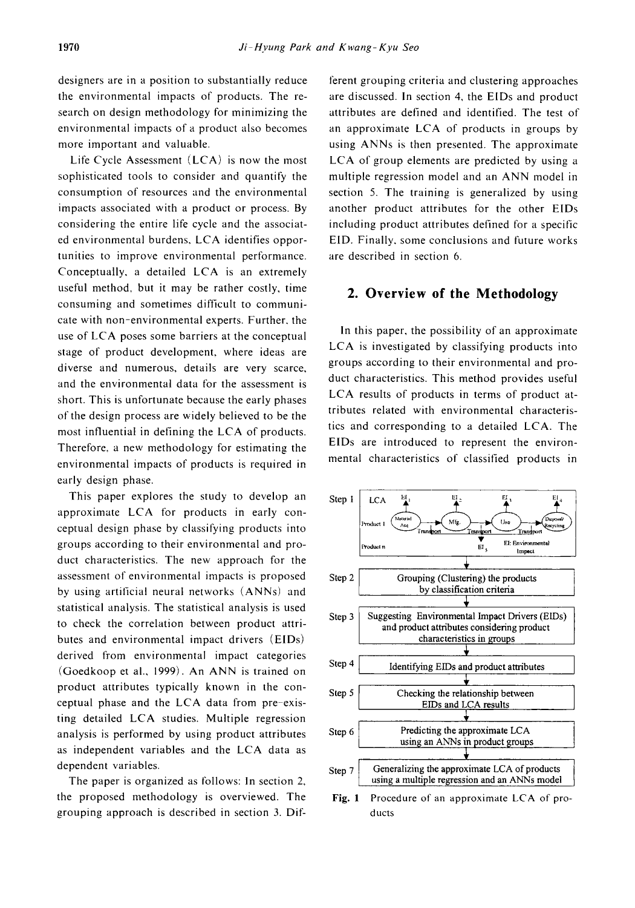designers are in a position to substantially reduce the environmental impacts of products. The research on design methodology for minimizing the environmental impacts of a product also becomes more important and valuable.

Life Cycle Assessment (LCA) is now the most sophisticated tools to consider and quantify the consumption of resources and the environmental impacts associated with a product or process. By considering the entire life cycle and the associated environmental burdens, LCA identifies opportunities to improve environmental performance. Conceptually, a detailed LCA is an extremely useful method, but it may be rather costly, time consuming and sometimes difficult to communicate with non-environmental experts. Further, the use of LCA poses some barriers at the conceptual stage of product development, where ideas are diverse and numerous, details are very scarce, and the environmental data for the assessment is short. This is unfortunate because the early phases of the design process are widely believed to be the most influential in defining the LCA of products. Therefore, a new methodology for estimating the environmental impacts of products is required in early design phase.

This paper explores the study to develop an approximate LCA for products in early conceptual design phase by classifying products into groups according to their environmental and product characteristics. The new approach for the assessment of environmental impacts is proposed by using artificial neural networks (ANNs) and statistical analysis. The statistical analysis is used to check the correlation between product attributes and environmental impact drivers (EIDs) derived from environmental impact categories (Goedkoop et al., 1999). An ANN is trained on product attributes typically known in the conceptual phase and the LCA data from pre-existing detailed LCA studies. Multiple regression analysis is performed by using product attributes as independent variables and the LCA data as dependent variables.

The paper is organized as follows: In section 2, the proposed methodology is overviewed. The grouping approach is described in section 3. Different grouping criteria and clustering approaches are discussed. In section 4, the EIDs and product attributes are defined and identified. The test of an approximate LCA of products in groups by using ANNs is then presented. The approximate LCA of group elements are predicted by using a multiple regression model and an ANN model in section 5. The training is generalized by using another product attributes for the other EIDs including product attributes defined for a specific EID. Finally, some conclusions and future works are described in section 6.

## 2. Overview of the Methodology

In this paper, the possibility of an approximate LCA is investigated by classifying products into groups according to their environmental and product characteristics. This method provides useful LCA results of products in terms of product attributes related with environmental characteristics and corresponding to a detailed LCA. The EIDs are introduced to represent the environmental characteristics of classified products in

Step 1 LCA
$EI_1$ $EI_2$ $EI_3$ $EI_4$
Product 1 Material Acq. Mfg. Use Disposal/Recycling
Transport Transport Transport
Product n $EI_5$ EI: Environmental Impact

Step 2 Grouping (Clustering) the products by classification criteria

Step 3 Suggesting Environmental Impact Drivers (EIDs) and product attributes considering product characteristics in groups

Step 4 Identifying EIDs and product attributes

Step 5 Checking the relationship between EIDs and LCA results

Step 6 Predicting the approximate LCA using an ANNs in product groups

Step 7 Generalizing the approximate LCA of products using a multiple regression and an ANNs model

**Fig. 1** Procedure of an approximate LCA of products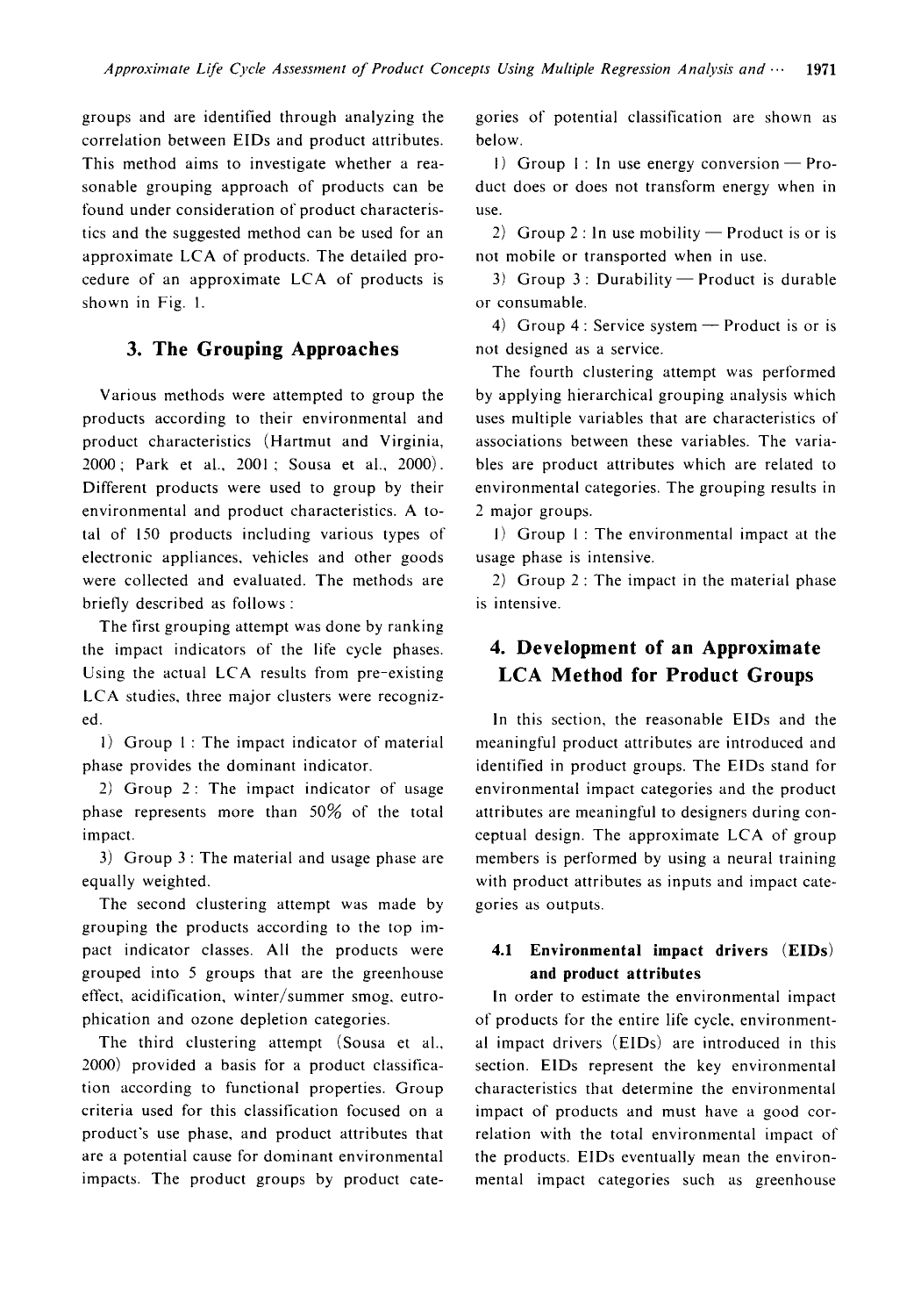groups and are identified through analyzing the correlation between EIDs and product attributes. This method aims to investigate whether a reasonable grouping approach of products can be found under consideration of product characteristics and the suggested method can be used for an approximate LCA of products. The detailed procedure of an approximate LCA of products is shown in Fig. 1.

## 3. The Grouping Approaches

Various methods were attempted to group the products according to their environmental and product characteristics (Hartmut and Virginia, 2000; Park et al., 2001; Sousa et al., 2000). Different products were used to group by their environmental and product characteristics. A total of 150 products including various types of electronic appliances, vehicles and other goods were collected and evaluated. The methods are briefly described as follows:

The first grouping attempt was done by ranking the impact indicators of the life cycle phases. Using the actual LCA results from pre-existing LCA studies, three major clusters were recognized.

1) Group 1: The impact indicator of material phase provides the dominant indicator.

2) Group 2: The impact indicator of usage phase represents more than 50% of the total impact.

3) Group 3: The material and usage phase are equally weighted.

The second clustering attempt was made by grouping the products according to the top impact indicator classes. All the products were grouped into 5 groups that are the greenhouse effect, acidification, winter/summer smog, eutrophication and ozone depletion categories.

The third clustering attempt (Sousa et al., 2000) provided a basis for a product classification according to functional properties. Group criteria used for this classification focused on a product's use phase, and product attributes that are a potential cause for dominant environmental impacts. The product groups by product categories of potential classification are shown as below.

1) Group 1: In use energy conversion — Product does or does not transform energy when in use.

2) Group 2: In use mobility — Product is or is not mobile or transported when in use.

3) Group 3: Durability — Product is durable or consumable.

4) Group 4: Service system — Product is or is not designed as a service.

The fourth clustering attempt was performed by applying hierarchical grouping analysis which uses multiple variables that are characteristics of associations between these variables. The variables are product attributes which are related to environmental categories. The grouping results in 2 major groups.

1) Group 1: The environmental impact at the usage phase is intensive.

2) Group 2: The impact in the material phase is intensive.

## 4. Development of an Approximate LCA Method for Product Groups

In this section, the reasonable EIDs and the meaningful product attributes are introduced and identified in product groups. The EIDs stand for environmental impact categories and the product attributes are meaningful to designers during conceptual design. The approximate LCA of group members is performed by using a neural training with product attributes as inputs and impact categories as outputs.

### 4.1 Environmental impact drivers (EIDs) and product attributes

In order to estimate the environmental impact of products for the entire life cycle, environmental impact drivers (EIDs) are introduced in this section. EIDs represent the key environmental characteristics that determine the environmental impact of products and must have a good correlation with the total environmental impact of the products. EIDs eventually mean the environmental impact categories such as greenhouse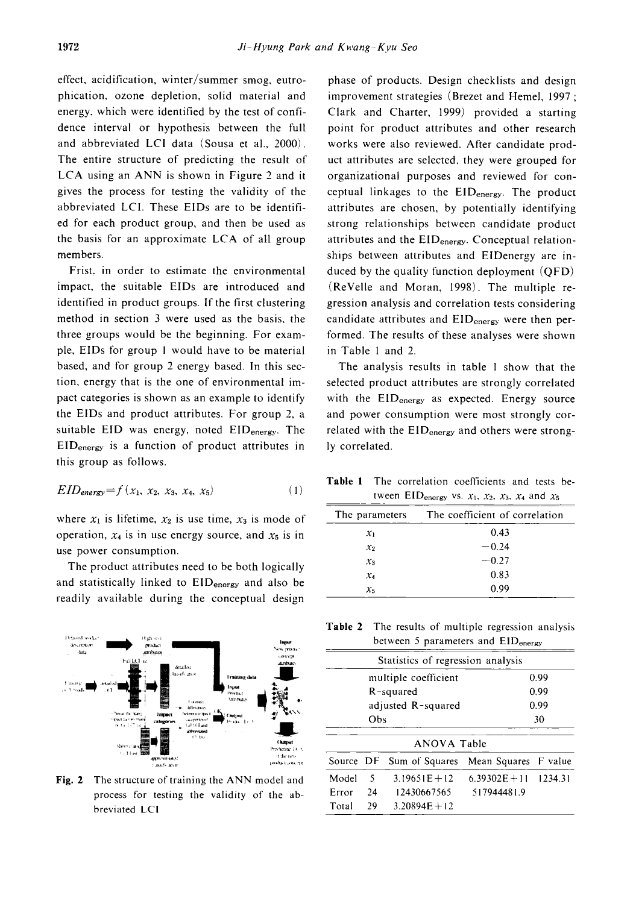effect, acidification, winter/summer smog, eutrophication, ozone depletion, solid material and energy, which were identified by the test of confidence interval or hypothesis between the full and abbreviated LCI data (Sousa et al., 2000). The entire structure of predicting the result of LCA using an ANN is shown in Figure 2 and it gives the process for testing the validity of the abbreviated LCI. These EIDs are to be identified for each product group, and then be used as the basis for an approximate LCA of all group members.

Frist, in order to estimate the environmental impact, the suitable EIDs are introduced and identified in product groups. If the first clustering method in section 3 were used as the basis, the three groups would be the beginning. For example, EIDs for group 1 would have to be material based, and for group 2 energy based. In this section, energy that is the one of environmental impact categories is shown as an example to identify the EIDs and product attributes. For group 2, a suitable EID was energy, noted $EID_{energy}$. The $EID_{energy}$ is a function of product attributes in this group as follows.

$$EID_{energy}=f(x_1, x_2, x_3, x_4, x_5) \quad (1)$$

where $x_1$ is lifetime, $x_2$ is use time, $x_3$ is mode of operation, $x_4$ is in use energy source, and $x_5$ is in use power consumption.

The product attributes need to be both logically and statistically linked to $EID_{energy}$ and also be readily available during the conceptual design phase of products. Design checklists and design improvement strategies (Brezet and Hemel, 1997; Clark and Charter, 1999) provided a starting point for product attributes and other research works were also reviewed. After candidate product attributes are selected, they were grouped for organizational purposes and reviewed for conceptual linkages to the $EID_{energy}$. The product attributes are chosen, by potentially identifying strong relationships between candidate product attributes and the $EID_{energy}$. Conceptual relationships between attributes and EIDenergy are induced by the quality function deployment (QFD) (ReVelle and Moran, 1998). The multiple regression analysis and correlation tests considering candidate attributes and $EID_{energy}$ were then performed. The results of these analyses were shown in Table 1 and 2.

Fig. 2 The structure of training the ANN model and process for testing the validity of the abbreviated LCI

The analysis results in table 1 show that the selected product attributes are strongly correlated with the $EID_{energy}$ as expected. Energy source and power consumption were most strongly correlated with the $EID_{energy}$ and others were strongly correlated.

**Table 1** The correlation coefficients and tests between $EID_{energy}$ vs. $x_1$, $x_2$, $x_3$, $x_4$ and $x_5$

| The parameters | The coefficient of correlation |
|---|---|
| $x_1$ | 0.43 |
| $x_2$ | −0.24 |
| $x_3$ | −0.27 |
| $x_4$ | 0.83 |
| $x_5$ | 0.99 |

**Table 2** The results of multiple regression analysis between 5 parameters and $EID_{energy}$

| Statistics of regression analysis | |
|---|---|
| multiple coefficient | 0.99 |
| R-squared | 0.99 |
| adjusted R-squared | 0.99 |
| Obs | 30 |

ANOVA Table

| Source | DF | Sum of Squares | Mean Squares | F value |
|---|---|---|---|---|
| Model | 5 | 3.19651E+12 | 6.39302E+11 | 1234.31 |
| Error | 24 | 12430667565 | 517944481.9 | |
| Total | 29 | 3.20894E+12 | | |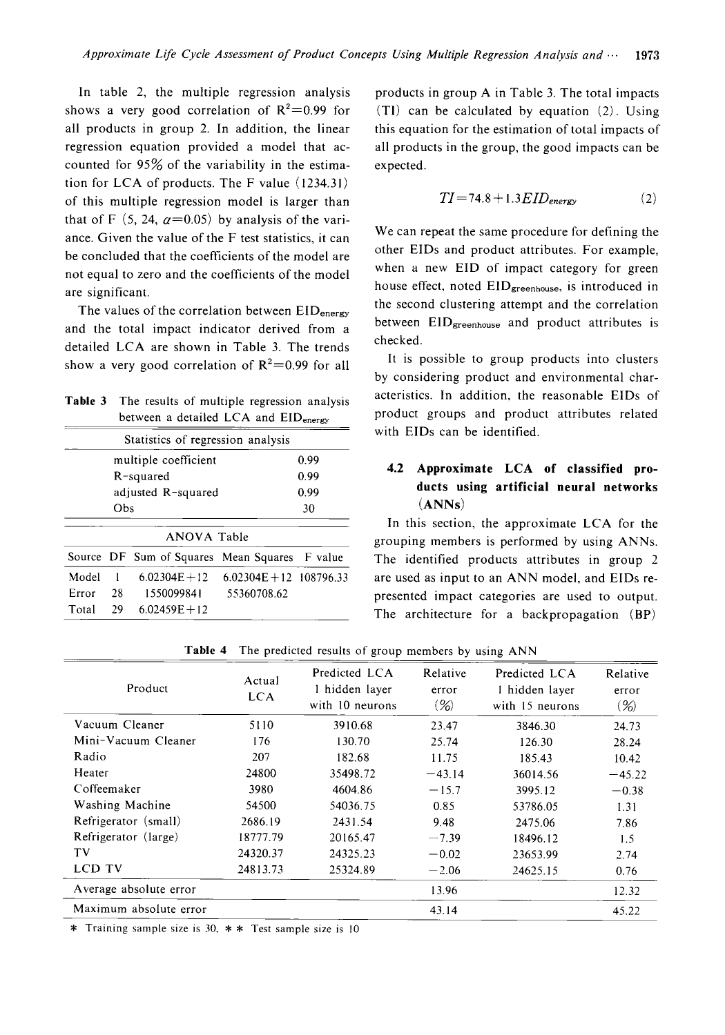In table 2, the multiple regression analysis shows a very good correlation of $R^2=0.99$ for all products in group 2. In addition, the linear regression equation provided a model that accounted for 95% of the variability in the estimation for LCA of products. The F value (1234.31) of this multiple regression model is larger than that of F (5, 24, $\alpha=0.05$) by analysis of the variance. Given the value of the F test statistics, it can be concluded that the coefficients of the model are not equal to zero and the coefficients of the model are significant.

The values of the correlation between $EID_{energy}$ and the total impact indicator derived from a detailed LCA are shown in Table 3. The trends show a very good correlation of $R^2=0.99$ for all products in group A in Table 3. The total impacts (TI) can be calculated by equation (2). Using this equation for the estimation of total impacts of all products in the group, the good impacts can be expected.

**Table 3** The results of multiple regression analysis between a detailed LCA and $EID_{energy}$

| Statistics of regression analysis | |
|---|---|
| multiple coefficient | 0.99 |
| R-squared | 0.99 |
| adjusted R-squared | 0.99 |
| Obs | 30 |

| ANOVA Table | | | | |
|---|---|---|---|---|
| Source | DF | Sum of Squares | Mean Squares | F value |
| Model | 1 | 6.02304E+12 | 6.02304E+12 | 108796.33 |
| Error | 28 | 1550099841 | 55360708.62 | |
| Total | 29 | 6.02459E+12 | | |

$$TI = 74.8 + 1.3 EID_{energy} \tag{2}$$

We can repeat the same procedure for defining the other EIDs and product attributes. For example, when a new EID of impact category for green house effect, noted $EID_{greenhouse}$, is introduced in the second clustering attempt and the correlation between $EID_{greenhouse}$ and product attributes is checked.

It is possible to group products into clusters by considering product and environmental characteristics. In addition, the reasonable EIDs of product groups and product attributes related with EIDs can be identified.

### 4.2 Approximate LCA of classified products using artificial neural networks (ANNs)

In this section, the approximate LCA for the grouping members is performed by using ANNs. The identified products attributes in group 2 are used as input to an ANN model, and EIDs represented impact categories are used to output. The architecture for a backpropagation (BP)

**Table 4** The predicted results of group members by using ANN

| Product | Actual LCA | Predicted LCA 1 hidden layer with 10 neurons | Relative error (%) | Predicted LCA 1 hidden layer with 15 neurons | Relative error (%) |
|---|---|---|---|---|---|
| Vacuum Cleaner | 5110 | 3910.68 | 23.47 | 3846.30 | 24.73 |
| Mini-Vacuum Cleaner | 176 | 130.70 | 25.74 | 126.30 | 28.24 |
| Radio | 207 | 182.68 | 11.75 | 185.43 | 10.42 |
| Heater | 24800 | 35498.72 | −43.14 | 36014.56 | −45.22 |
| Coffeemaker | 3980 | 4604.86 | −15.7 | 3995.12 | −0.38 |
| Washing Machine | 54500 | 54036.75 | 0.85 | 53786.05 | 1.31 |
| Refrigerator (small) | 2686.19 | 2431.54 | 9.48 | 2475.06 | 7.86 |
| Refrigerator (large) | 18777.79 | 20165.47 | −7.39 | 18496.12 | 1.5 |
| TV | 24320.37 | 24325.23 | −0.02 | 23653.99 | 2.74 |
| LCD TV | 24813.73 | 25324.89 | −2.06 | 24625.15 | 0.76 |
| Average absolute error | | | 13.96 | | 12.32 |
| Maximum absolute error | | | 43.14 | | 45.22 |

* Training sample size is 30, ** Test sample size is 10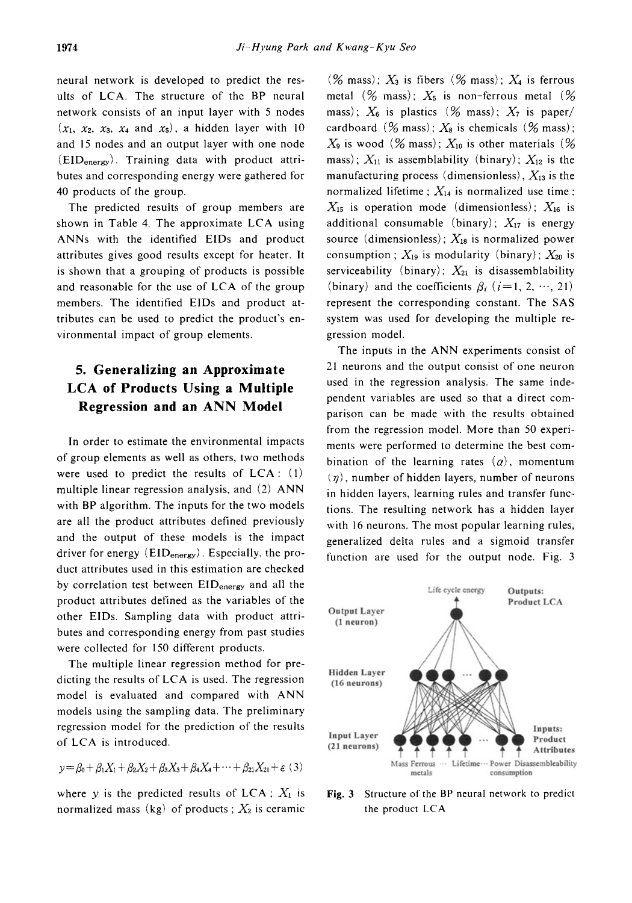neural network is developed to predict the results of LCA. The structure of the BP neural network consists of an input layer with 5 nodes ($x_1$, $x_2$, $x_3$, $x_4$ and $x_5$), a hidden layer with 10 and 15 nodes and an output layer with one node ($EID_{energy}$). Training data with product attributes and corresponding energy were gathered for 40 products of the group.

The predicted results of group members are shown in Table 4. The approximate LCA using ANNs with the identified EIDs and product attributes gives good results except for heater. It is shown that a grouping of products is possible and reasonable for the use of LCA of the group members. The identified EIDs and product attributes can be used to predict the product's environmental impact of group elements.

## 5. Generalizing an Approximate LCA of Products Using a Multiple Regression and an ANN Model

In order to estimate the environmental impacts of group elements as well as others, two methods were used to predict the results of LCA: (1) multiple linear regression analysis, and (2) ANN with BP algorithm. The inputs for the two models are all the product attributes defined previously and the output of these models is the impact driver for energy ($EID_{energy}$). Especially, the product attributes used in this estimation are checked by correlation test between $EID_{energy}$ and all the product attributes defined as the variables of the other EIDs. Sampling data with product attributes and corresponding energy from past studies were collected for 150 different products.

The multiple linear regression method for predicting the results of LCA is used. The regression model is evaluated and compared with ANN models using the sampling data. The preliminary regression model for the prediction of the results of LCA is introduced.

$$y = \beta_0 + \beta_1 X_1 + \beta_2 X_2 + \beta_3 X_3 + \beta_4 X_4 + \cdots + \beta_{21} X_{21} + \varepsilon \quad (3)$$

where $y$ is the predicted results of LCA; $X_1$ is normalized mass (kg) of products; $X_2$ is ceramic (% mass); $X_3$ is fibers (% mass); $X_4$ is ferrous metal (% mass); $X_5$ is non-ferrous metal (% mass); $X_6$ is plastics (% mass); $X_7$ is paper/cardboard (% mass); $X_8$ is chemicals (% mass); $X_9$ is wood (% mass); $X_{10}$ is other materials (% mass); $X_{11}$ is assemblability (binary); $X_{12}$ is the manufacturing process (dimensionless), $X_{13}$ is the normalized lifetime; $X_{14}$ is normalized use time; $X_{15}$ is operation mode (dimensionless); $X_{16}$ is additional consumable (binary); $X_{17}$ is energy source (dimensionless); $X_{18}$ is normalized power consumption; $X_{19}$ is modularity (binary); $X_{20}$ is serviceability (binary); $X_{21}$ is disassemblability (binary) and the coefficients $\beta_i$ ($i = 1, 2, \cdots, 21$) represent the corresponding constant. The SAS system was used for developing the multiple regression model.

The inputs in the ANN experiments consist of 21 neurons and the output consist of one neuron used in the regression analysis. The same independent variables are used so that a direct comparison can be made with the results obtained from the regression model. More than 50 experiments were performed to determine the best combination of the learning rates ($\alpha$), momentum ($\eta$), number of hidden layers, number of neurons in hidden layers, learning rules and transfer functions. The resulting network has a hidden layer with 16 neurons. The most popular learning rules, generalized delta rules and a sigmoid transfer function are used for the output node. Fig. 3

**Fig. 3** Structure of the BP neural network to predict the product LCA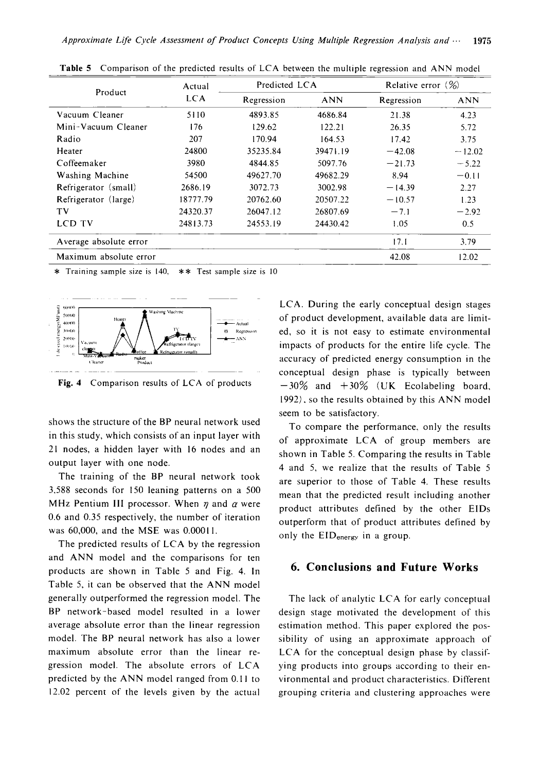**Table 5** Comparison of the predicted results of LCA between the multiple regression and ANN model

| Product | Actual LCA | Predicted LCA | | Relative error (%) | |
|---|---|---|---|---|---|
| | | Regression | ANN | Regression | ANN |
| Vacuum Cleaner | 5110 | 4893.85 | 4686.84 | 21.38 | 4.23 |
| Mini-Vacuum Cleaner | 176 | 129.62 | 122.21 | 26.35 | 5.72 |
| Radio | 207 | 170.94 | 164.53 | 17.42 | 3.75 |
| Heater | 24800 | 35235.84 | 39471.19 | −42.08 | −12.02 |
| Coffeemaker | 3980 | 4844.85 | 5097.76 | −21.73 | −5.22 |
| Washing Machine | 54500 | 49627.70 | 49682.29 | 8.94 | −0.11 |
| Refrigerator (small) | 2686.19 | 3072.73 | 3002.98 | −14.39 | 2.27 |
| Refrigerator (large) | 18777.79 | 20762.60 | 20507.22 | −10.57 | 1.23 |
| TV | 24320.37 | 26047.12 | 26807.69 | −7.1 | −2.92 |
| LCD TV | 24813.73 | 24553.19 | 24430.42 | 1.05 | 0.5 |
| Average absolute error | | | | 17.1 | 3.79 |
| Maximum absolute error | | | | 42.08 | 12.02 |

* Training sample size is 140, ** Test sample size is 10

Fig. 4 Comparison results of LCA of products

shows the structure of the BP neural network used in this study, which consists of an input layer with 21 nodes, a hidden layer with 16 nodes and an output layer with one node.

The training of the BP neural network took 3,588 seconds for 150 leaning patterns on a 500 MHz Pentium III processor. When $\eta$ and $\alpha$ were 0.6 and 0.35 respectively, the number of iteration was 60,000, and the MSE was 0.00011.

The predicted results of LCA by the regression and ANN model and the comparisons for ten products are shown in Table 5 and Fig. 4. In Table 5, it can be observed that the ANN model generally outperformed the regression model. The BP network-based model resulted in a lower average absolute error than the linear regression model. The BP neural network has also a lower maximum absolute error than the linear regression model. The absolute errors of LCA predicted by the ANN model ranged from 0.11 to 12.02 percent of the levels given by the actual LCA. During the early conceptual design stages of product development, available data are limited, so it is not easy to estimate environmental impacts of products for the entire life cycle. The accuracy of predicted energy consumption in the conceptual design phase is typically between −30% and +30% (UK Ecolabeling board, 1992), so the results obtained by this ANN model seem to be satisfactory.

To compare the performance, only the results of approximate LCA of group members are shown in Table 5. Comparing the results in Table 4 and 5, we realize that the results of Table 5 are superior to those of Table 4. These results mean that the predicted result including another product attributes defined by the other EIDs outperform that of product attributes defined by only the $EID_{energy}$ in a group.

## 6. Conclusions and Future Works

The lack of analytic LCA for early conceptual design stage motivated the development of this estimation method. This paper explored the possibility of using an approximate approach of LCA for the conceptual design phase by classifying products into groups according to their environmental and product characteristics. Different grouping criteria and clustering approaches were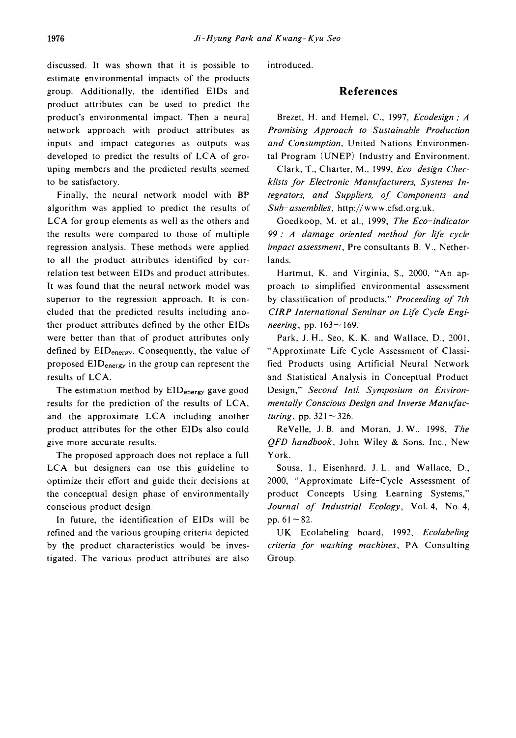discussed. It was shown that it is possible to estimate environmental impacts of the products group. Additionally, the identified EIDs and product attributes can be used to predict the product's environmental impact. Then a neural network approach with product attributes as inputs and impact categories as outputs was developed to predict the results of LCA of grouping members and the predicted results seemed to be satisfactory.

Finally, the neural network model with BP algorithm was applied to predict the results of LCA for group elements as well as the others and the results were compared to those of multiple regression analysis. These methods were applied to all the product attributes identified by correlation test between EIDs and product attributes. It was found that the neural network model was superior to the regression approach. It is concluded that the predicted results including another product attributes defined by the other EIDs were better than that of product attributes only defined by $EID_{energy}$. Consequently, the value of proposed $EID_{energy}$ in the group can represent the results of LCA.

The estimation method by $EID_{energy}$ gave good results for the prediction of the results of LCA, and the approximate LCA including another product attributes for the other EIDs also could give more accurate results.

The proposed approach does not replace a full LCA but designers can use this guideline to optimize their effort and guide their decisions at the conceptual design phase of environmentally conscious product design.

In future, the identification of EIDs will be refined and the various grouping criteria depicted by the product characteristics would be investigated. The various product attributes are also introduced.

## References

Brezet, H. and Hemel, C., 1997, *Ecodesign ; A Promising Approach to Sustainable Production and Consumption*, United Nations Environmental Program (UNEP) Industry and Environment.

Clark, T., Charter, M., 1999, *Eco-design Checklists for Electronic Manufacturers, Systems Integrators, and Suppliers, of Components and Sub-assemblies*, http://www.cfsd.org.uk.

Goedkoop, M. et al., 1999, *The Eco-indicator 99 : A damage oriented method for life cycle impact assessment*, Pre consultants B. V., Netherlands.

Hartmut, K. and Virginia, S., 2000, "An approach to simplified environmental assessment by classification of products," *Proceeding of 7th CIRP International Seminar on Life Cycle Engineering*, pp. 163~169.

Park, J. H., Seo, K. K. and Wallace, D., 2001, "Approximate Life Cycle Assessment of Classified Products using Artificial Neural Network and Statistical Analysis in Conceptual Product Design," *Second Intl. Symposium on Environmentally Conscious Design and Inverse Manufacturing*, pp. 321~326.

ReVelle, J. B. and Moran, J. W., 1998, *The QFD handbook*, John Wiley & Sons, Inc., New York.

Sousa, I., Eisenhard, J. L. and Wallace, D., 2000, "Approximate Life-Cycle Assessment of product Concepts Using Learning Systems," *Journal of Industrial Ecology*, Vol. 4, No. 4, pp. 61~82.

UK Ecolabeling board, 1992, *Ecolabeling criteria for washing machines*, PA Consulting Group.